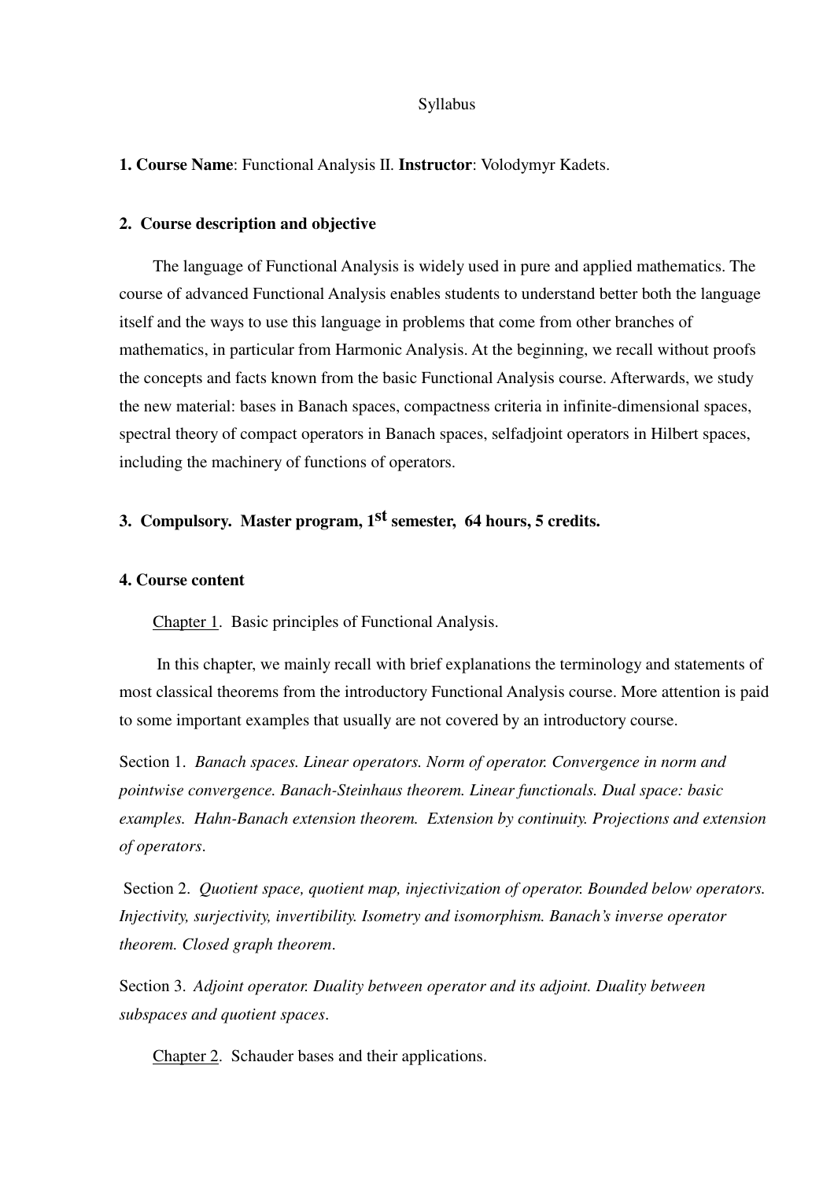# Syllabus

**1. Course Name**: Functional Analysis II. **Instructor**: Volodymyr Kadets.

## 2. Course description and objective

The language of Functional Analysis is widely used in pure and applied mathematics. The course of advanced Functional Analysis enables students to understand better both the language itself and the ways to use this language in problems that come from other branches of mathematics, in particular from Harmonic Analysis. At the beginning, we recall without proofs the concepts and facts known from the basic Functional Analysis course. Afterwards, we study the new material: bases in Banach spaces, compactness criteria in infinite-dimensional spaces, spectral theory of compact operators in Banach spaces, selfadjoint operators in Hilbert spaces, including the machinery of functions of operators.

## 3. Compulsory. Master program, 1st semester, 64 hours, 5 credits.

## 4. Course content

Chapter 1. Basic principles of Functional Analysis.

In this chapter, we mainly recall with brief explanations the terminology and statements of most classical theorems from the introductory Functional Analysis course. More attention is paid to some important examples that usually are not covered by an introductory course.

Section 1. *Banach spaces. Linear operators. Norm of operator. Convergence in norm and pointwise convergence. Banach-Steinhaus theorem. Linear functionals. Dual space: basic examples. Hahn-Banach extension theorem. Extension by continuity. Projections and extension of operators*.

Section 2. *Quotient space, quotient map, injectivization of operator. Bounded below operators. Injectivity, surjectivity, invertibility. Isometry and isomorphism. Banach's inverse operator theorem. Closed graph theorem*.

Section 3. *Adjoint operator. Duality between operator and its adjoint. Duality between subspaces and quotient spaces*.

Chapter 2. Schauder bases and their applications.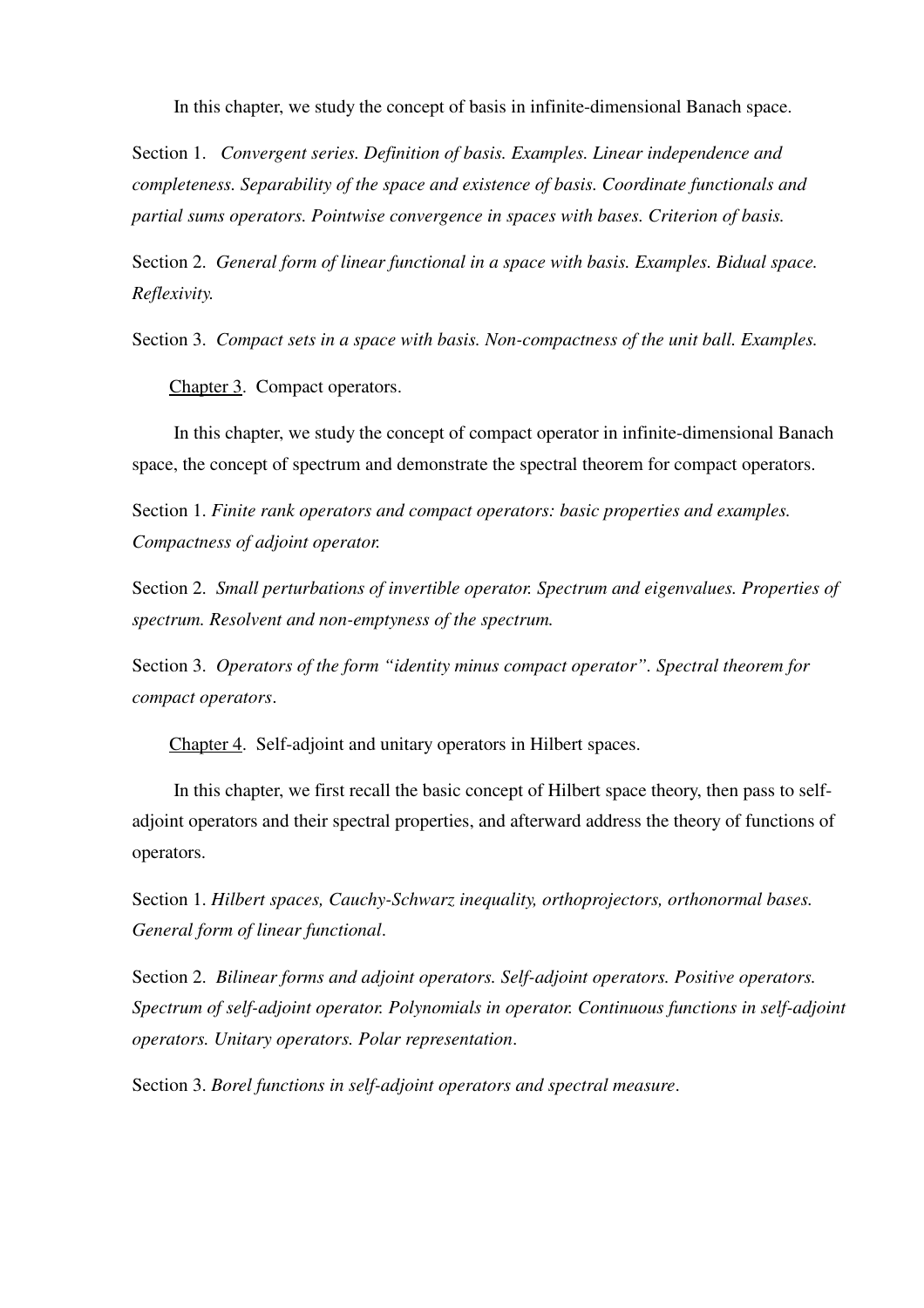In this chapter, we study the concept of basis in infinite-dimensional Banach space.

Section 1. *Convergent series. Definition of basis. Examples. Linear independence and completeness. Separability of the space and existence of basis. Coordinate functionals and partial sums operators. Pointwise convergence in spaces with bases. Criterion of basis.*

Section 2. *General form of linear functional in a space with basis. Examples. Bidual space. Reflexivity.*

Section 3. *Compact sets in a space with basis. Non-compactness of the unit ball. Examples.*

Chapter 3. Compact operators.

In this chapter, we study the concept of compact operator in infinite-dimensional Banach space, the concept of spectrum and demonstrate the spectral theorem for compact operators.

Section 1. *Finite rank operators and compact operators: basic properties and examples. Compactness of adjoint operator.*

Section 2. *Small perturbations of invertible operator. Spectrum and eigenvalues. Properties of spectrum. Resolvent and non-emptyness of the spectrum.*

Section 3. *Operators of the form "identity minus compact operator". Spectral theorem for compact operators*.

Chapter 4. Self-adjoint and unitary operators in Hilbert spaces.

In this chapter, we first recall the basic concept of Hilbert space theory, then pass to self-adjoint operators and their spectral properties, and afterward address the theory of functions of operators.

Section 1. *Hilbert spaces, Cauchy-Schwarz inequality, orthoprojectors, orthonormal bases. General form of linear functional*.

Section 2. *Bilinear forms and adjoint operators. Self-adjoint operators. Positive operators. Spectrum of self-adjoint operator. Polynomials in operator. Continuous functions in self-adjoint operators. Unitary operators. Polar representation*.

Section 3. *Borel functions in self-adjoint operators and spectral measure*.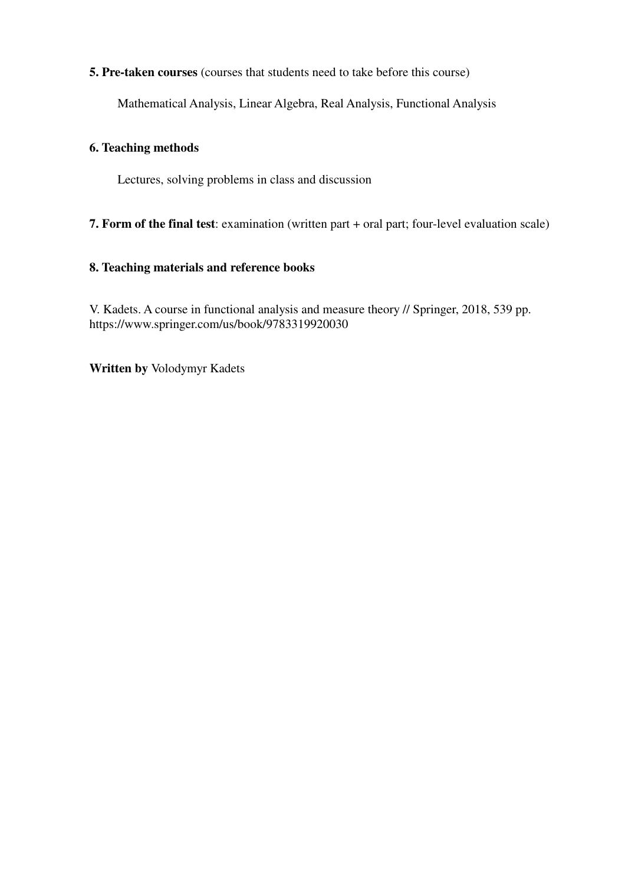**5. Pre-taken courses** (courses that students need to take before this course)

Mathematical Analysis, Linear Algebra, Real Analysis, Functional Analysis

**6. Teaching methods**

Lectures, solving problems in class and discussion

**7. Form of the final test**: examination (written part + oral part; four-level evaluation scale)

**8. Teaching materials and reference books**

V. Kadets. A course in functional analysis and measure theory // Springer, 2018, 539 pp. https://www.springer.com/us/book/9783319920030

**Written by** Volodymyr Kadets